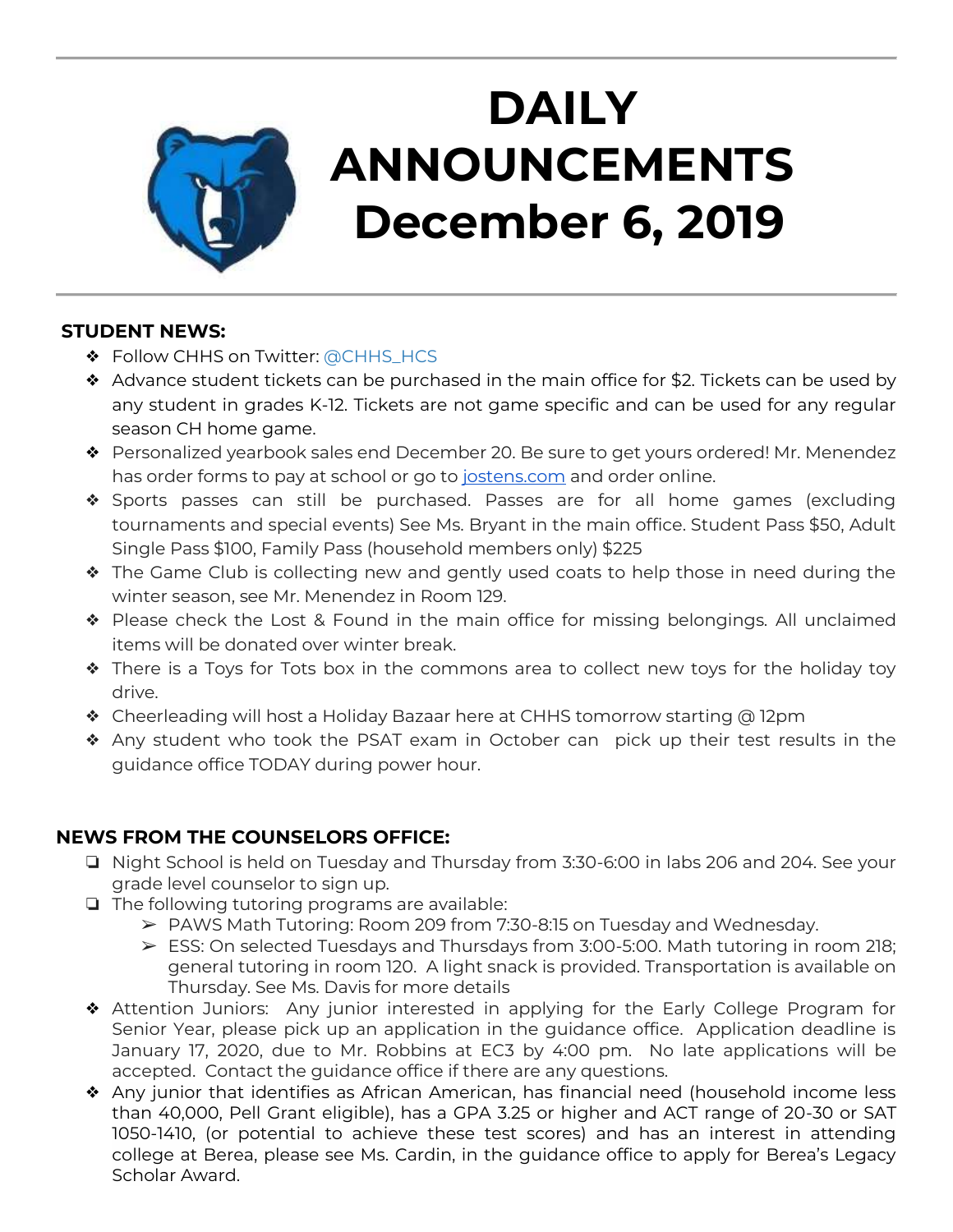# DAILY ANNOUNCEMENTS December 6, 2019

## STUDENT NEWS:

- Follow CHHS on Twitter: @CHHS_HCS
- Advance student tickets can be purchased in the main office for $2. Tickets can be used by any student in grades K-12. Tickets are not game specific and can be used for any regular season CH home game.
- Personalized yearbook sales end December 20. Be sure to get yours ordered! Mr. Menendez has order forms to pay at school or go to [jostens.com](jostens.com) and order online.
- Sports passes can still be purchased. Passes are for all home games (excluding tournaments and special events) See Ms. Bryant in the main office. Student Pass $50, Adult Single Pass $100, Family Pass (household members only) $225
- The Game Club is collecting new and gently used coats to help those in need during the winter season, see Mr. Menendez in Room 129.
- Please check the Lost & Found in the main office for missing belongings. All unclaimed items will be donated over winter break.
- There is a Toys for Tots box in the commons area to collect new toys for the holiday toy drive.
- Cheerleading will host a Holiday Bazaar here at CHHS tomorrow starting @ 12pm
- Any student who took the PSAT exam in October can pick up their test results in the guidance office TODAY during power hour.

## NEWS FROM THE COUNSELORS OFFICE:

- Night School is held on Tuesday and Thursday from 3:30-6:00 in labs 206 and 204. See your grade level counselor to sign up.
- The following tutoring programs are available:
  - PAWS Math Tutoring: Room 209 from 7:30-8:15 on Tuesday and Wednesday.
  - ESS: On selected Tuesdays and Thursdays from 3:00-5:00. Math tutoring in room 218; general tutoring in room 120. A light snack is provided. Transportation is available on Thursday. See Ms. Davis for more details
- Attention Juniors: Any junior interested in applying for the Early College Program for Senior Year, please pick up an application in the guidance office. Application deadline is January 17, 2020, due to Mr. Robbins at EC3 by 4:00 pm. No late applications will be accepted. Contact the guidance office if there are any questions.
- Any junior that identifies as African American, has financial need (household income less than 40,000, Pell Grant eligible), has a GPA 3.25 or higher and ACT range of 20-30 or SAT 1050-1410, (or potential to achieve these test scores) and has an interest in attending college at Berea, please see Ms. Cardin, in the guidance office to apply for Berea's Legacy Scholar Award.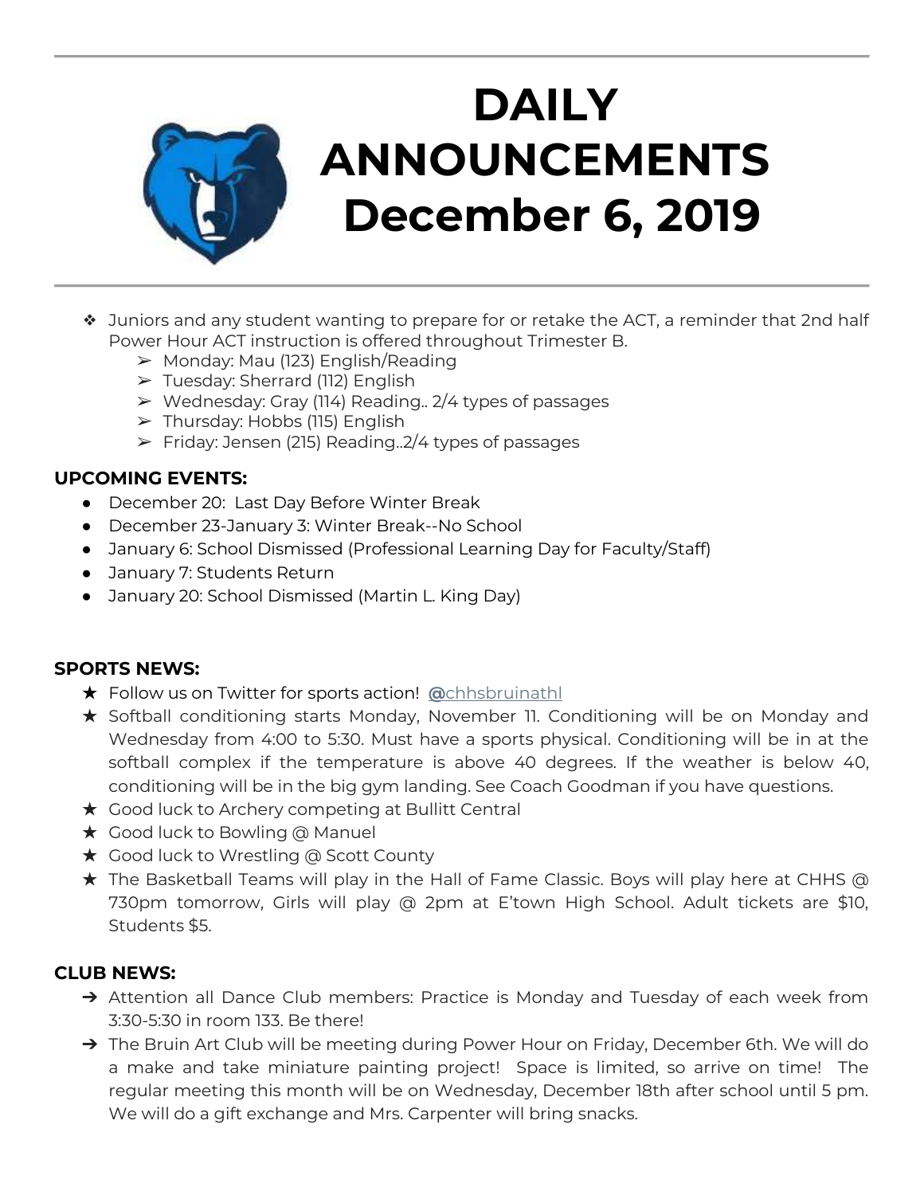# DAILY ANNOUNCEMENTS December 6, 2019

- Juniors and any student wanting to prepare for or retake the ACT, a reminder that 2nd half Power Hour ACT instruction is offered throughout Trimester B.
  - Monday: Mau (123) English/Reading
  - Tuesday: Sherrard (112) English
  - Wednesday: Gray (114) Reading.. 2/4 types of passages
  - Thursday: Hobbs (115) English
  - Friday: Jensen (215) Reading..2/4 types of passages

**UPCOMING EVENTS:**

- December 20: Last Day Before Winter Break
- December 23-January 3: Winter Break--No School
- January 6: School Dismissed (Professional Learning Day for Faculty/Staff)
- January 7: Students Return
- January 20: School Dismissed (Martin L. King Day)

**SPORTS NEWS:**

- Follow us on Twitter for sports action! @chhsbruinathl
- Softball conditioning starts Monday, November 11. Conditioning will be on Monday and Wednesday from 4:00 to 5:30. Must have a sports physical. Conditioning will be in at the softball complex if the temperature is above 40 degrees. If the weather is below 40, conditioning will be in the big gym landing. See Coach Goodman if you have questions.
- Good luck to Archery competing at Bullitt Central
- Good luck to Bowling @ Manuel
- Good luck to Wrestling @ Scott County
- The Basketball Teams will play in the Hall of Fame Classic. Boys will play here at CHHS @ 730pm tomorrow, Girls will play @ 2pm at E'town High School. Adult tickets are $10, Students $5.

**CLUB NEWS:**

- Attention all Dance Club members: Practice is Monday and Tuesday of each week from 3:30-5:30 in room 133. Be there!
- The Bruin Art Club will be meeting during Power Hour on Friday, December 6th. We will do a make and take miniature painting project! Space is limited, so arrive on time! The regular meeting this month will be on Wednesday, December 18th after school until 5 pm. We will do a gift exchange and Mrs. Carpenter will bring snacks.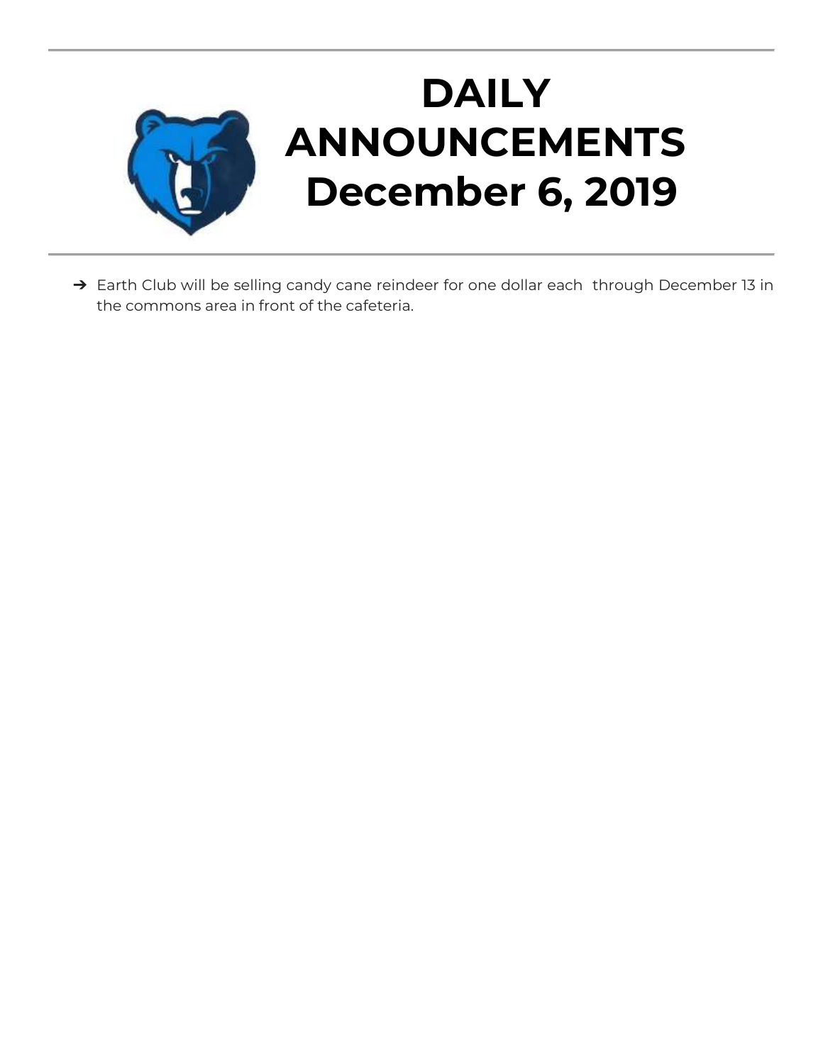# DAILY ANNOUNCEMENTS December 6, 2019

- Earth Club will be selling candy cane reindeer for one dollar each through December 13 in the commons area in front of the cafeteria.